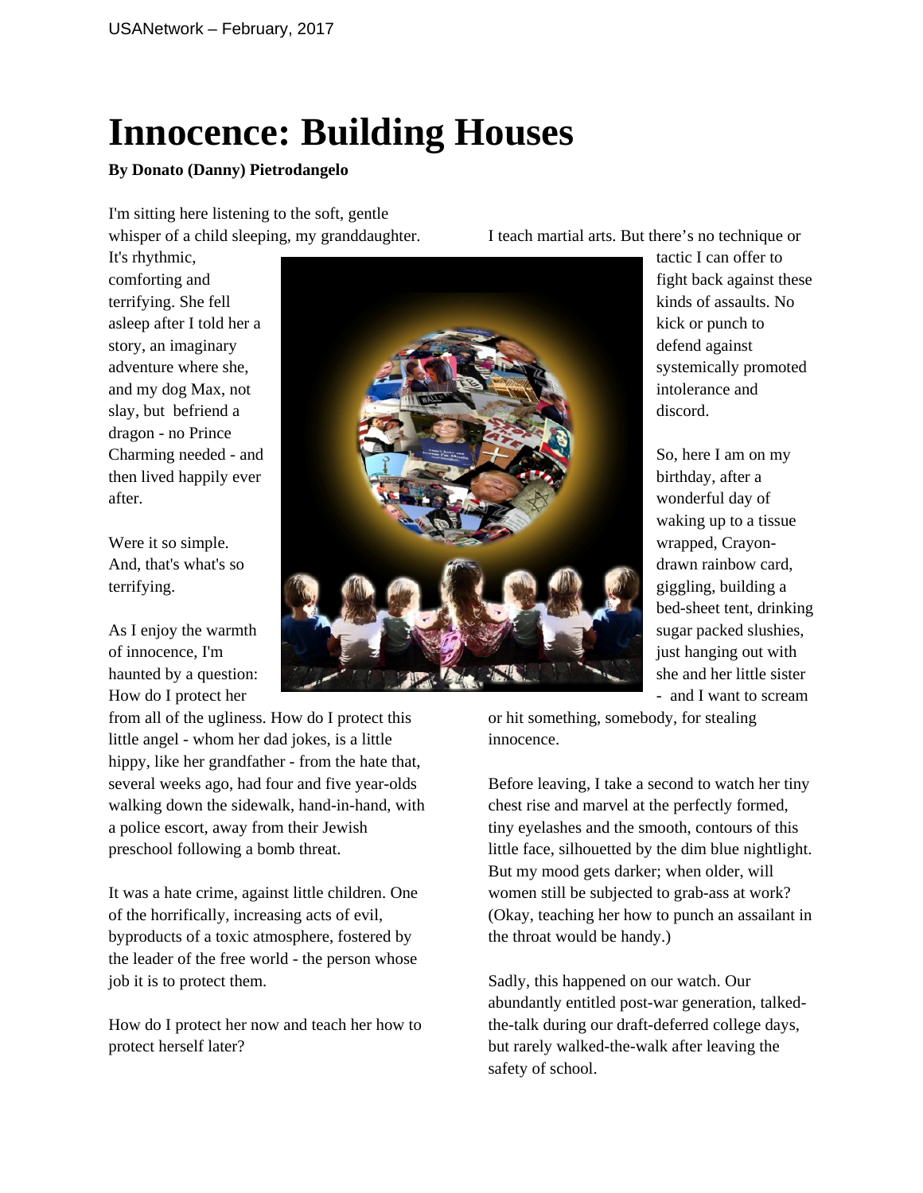# Innocence: Building Houses

**By Donato (Danny) Pietrodangelo**

I'm sitting here listening to the soft, gentle whisper of a child sleeping, my granddaughter. It's rhythmic, comforting and terrifying. She fell asleep after I told her a story, an imaginary adventure where she, and my dog Max, not slay, but befriend a dragon - no Prince Charming needed - and then lived happily ever after.

Were it so simple. And, that's what's so terrifying.

As I enjoy the warmth of innocence, I'm haunted by a question: How do I protect her from all of the ugliness. How do I protect this little angel - whom her dad jokes, is a little hippy, like her grandfather - from the hate that, several weeks ago, had four and five year-olds walking down the sidewalk, hand-in-hand, with a police escort, away from their Jewish preschool following a bomb threat.

It was a hate crime, against little children. One of the horrifically, increasing acts of evil, byproducts of a toxic atmosphere, fostered by the leader of the free world - the person whose job it is to protect them.

How do I protect her now and teach her how to protect herself later?

I teach martial arts. But there's no technique or tactic I can offer to fight back against these kinds of assaults. No kick or punch to defend against systemically promoted intolerance and discord.

So, here I am on my birthday, after a wonderful day of waking up to a tissue wrapped, Crayon-drawn rainbow card, giggling, building a bed-sheet tent, drinking sugar packed slushies, just hanging out with she and her little sister - and I want to scream or hit something, somebody, for stealing innocence.

Before leaving, I take a second to watch her tiny chest rise and marvel at the perfectly formed, tiny eyelashes and the smooth, contours of this little face, silhouetted by the dim blue nightlight. But my mood gets darker; when older, will women still be subjected to grab-ass at work? (Okay, teaching her how to punch an assailant in the throat would be handy.)

Sadly, this happened on our watch. Our abundantly entitled post-war generation, talked-the-talk during our draft-deferred college days, but rarely walked-the-walk after leaving the safety of school.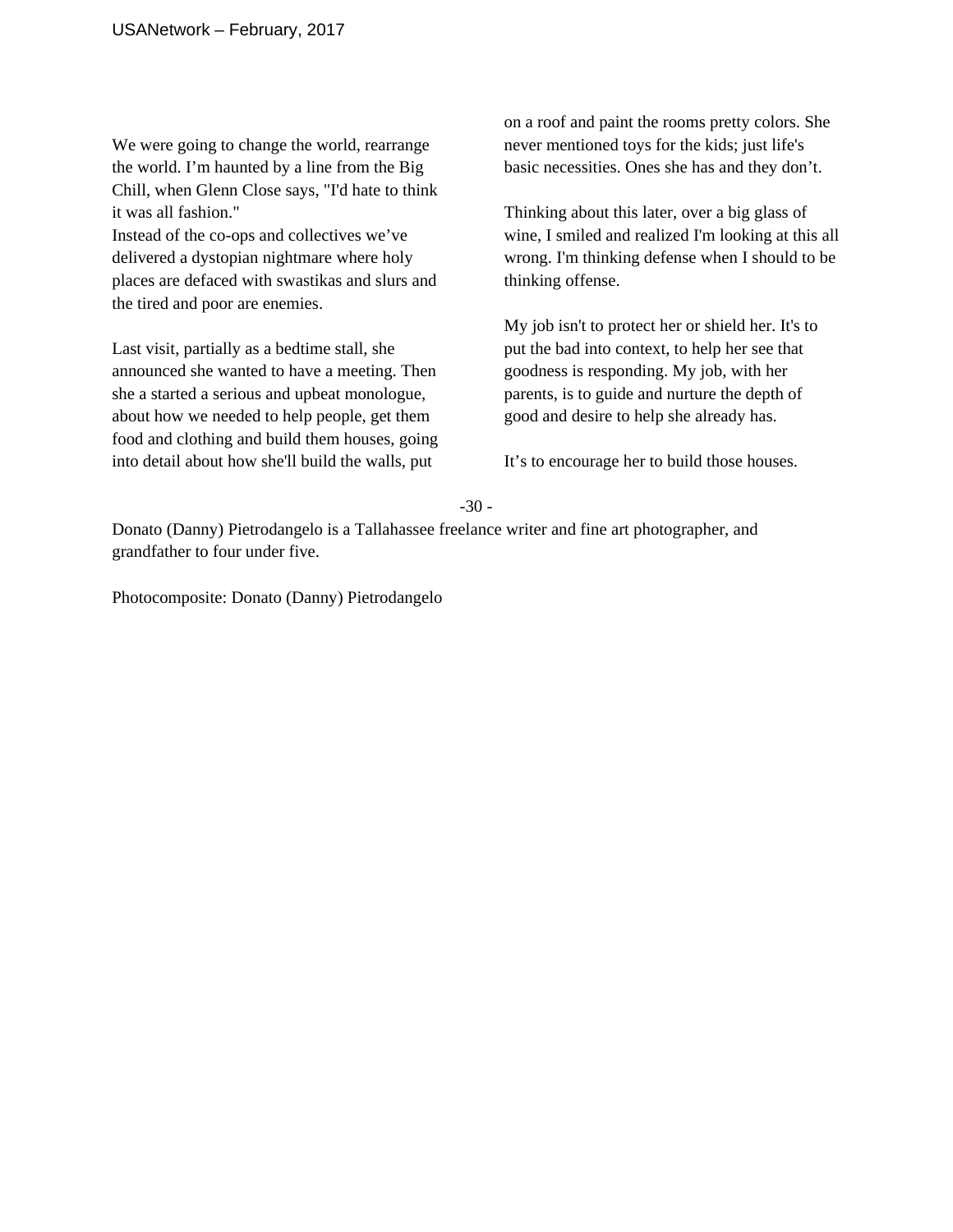We were going to change the world, rearrange the world. I'm haunted by a line from the Big Chill, when Glenn Close says, "I'd hate to think it was all fashion."
Instead of the co-ops and collectives we've delivered a dystopian nightmare where holy places are defaced with swastikas and slurs and the tired and poor are enemies.

Last visit, partially as a bedtime stall, she announced she wanted to have a meeting. Then she a started a serious and upbeat monologue, about how we needed to help people, get them food and clothing and build them houses, going into detail about how she'll build the walls, put on a roof and paint the rooms pretty colors. She never mentioned toys for the kids; just life's basic necessities. Ones she has and they don't.

Thinking about this later, over a big glass of wine, I smiled and realized I'm looking at this all wrong. I'm thinking defense when I should to be thinking offense.

My job isn't to protect her or shield her. It's to put the bad into context, to help her see that goodness is responding. My job, with her parents, is to guide and nurture the depth of good and desire to help she already has.

It's to encourage her to build those houses.

-30 -

Donato (Danny) Pietrodangelo is a Tallahassee freelance writer and fine art photographer, and grandfather to four under five.

Photocomposite: Donato (Danny) Pietrodangelo